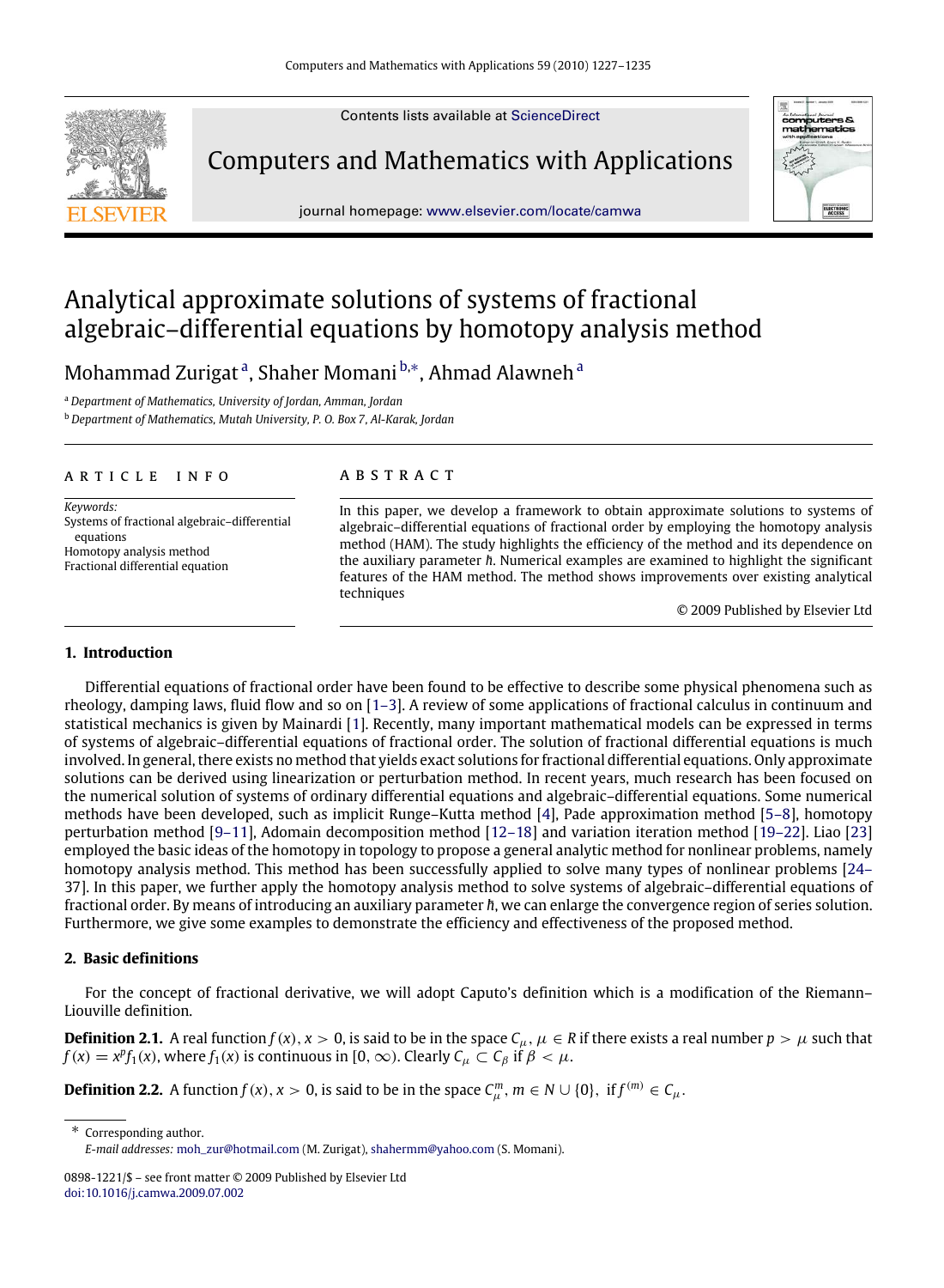# Analytical approximate solutions of systems of fractional algebraic–differential equations by homotopy analysis method

Mohammad Zurigat [a], Shaher Momani [b,*], Ahmad Alawneh [a]

[a] *Department of Mathematics, University of Jordan, Amman, Jordan*

[b] *Department of Mathematics, Mutah University, P. O. Box 7, Al-Karak, Jordan*

**ARTICLE INFO**

*Keywords:*
Systems of fractional algebraic–differential equations
Homotopy analysis method
Fractional differential equation

**ABSTRACT**

In this paper, we develop a framework to obtain approximate solutions to systems of algebraic–differential equations of fractional order by employing the homotopy analysis method (HAM). The study highlights the efficiency of the method and its dependence on the auxiliary parameter $\hbar$. Numerical examples are examined to highlight the significant features of the HAM method. The method shows improvements over existing analytical techniques

© 2009 Published by Elsevier Ltd

## 1. Introduction

Differential equations of fractional order have been found to be effective to describe some physical phenomena such as rheology, damping laws, fluid flow and so on [1–3]. A review of some applications of fractional calculus in continuum and statistical mechanics is given by Mainardi [1]. Recently, many important mathematical models can be expressed in terms of systems of algebraic–differential equations of fractional order. The solution of fractional differential equations is much involved. In general, there exists no method that yields exact solutions for fractional differential equations. Only approximate solutions can be derived using linearization or perturbation method. In recent years, much research has been focused on the numerical solution of systems of ordinary differential equations and algebraic–differential equations. Some numerical methods have been developed, such as implicit Runge–Kutta method [4], Pade approximation method [5–8], homotopy perturbation method [9–11], Adomain decomposition method [12–18] and variation iteration method [19–22]. Liao [23] employed the basic ideas of the homotopy in topology to propose a general analytic method for nonlinear problems, namely homotopy analysis method. This method has been successfully applied to solve many types of nonlinear problems [24–37]. In this paper, we further apply the homotopy analysis method to solve systems of algebraic–differential equations of fractional order. By means of introducing an auxiliary parameter $\hbar$, we can enlarge the convergence region of series solution. Furthermore, we give some examples to demonstrate the efficiency and effectiveness of the proposed method.

## 2. Basic definitions

For the concept of fractional derivative, we will adopt Caputo's definition which is a modification of the Riemann–Liouville definition.

**Definition 2.1.** A real function $f(x)$, $x > 0$, is said to be in the space $C_\mu$, $\mu \in R$ if there exists a real number $p > \mu$ such that $f(x) = x^p f_1(x)$, where $f_1(x)$ is continuous in $[0, \infty)$. Clearly $C_\mu \subset C_\beta$ if $\beta < \mu$.

**Definition 2.2.** A function $f(x)$, $x > 0$, is said to be in the space $C_\mu^m$, $m \in N \cup \{0\}$, if $f^{(m)} \in C_\mu$.

* Corresponding author.
*E-mail addresses:* moh_zur@hotmail.com (M. Zurigat), shahermm@yahoo.com (S. Momani).

0898-1221/$ – see front matter © 2009 Published by Elsevier Ltd
doi:10.1016/j.camwa.2009.07.002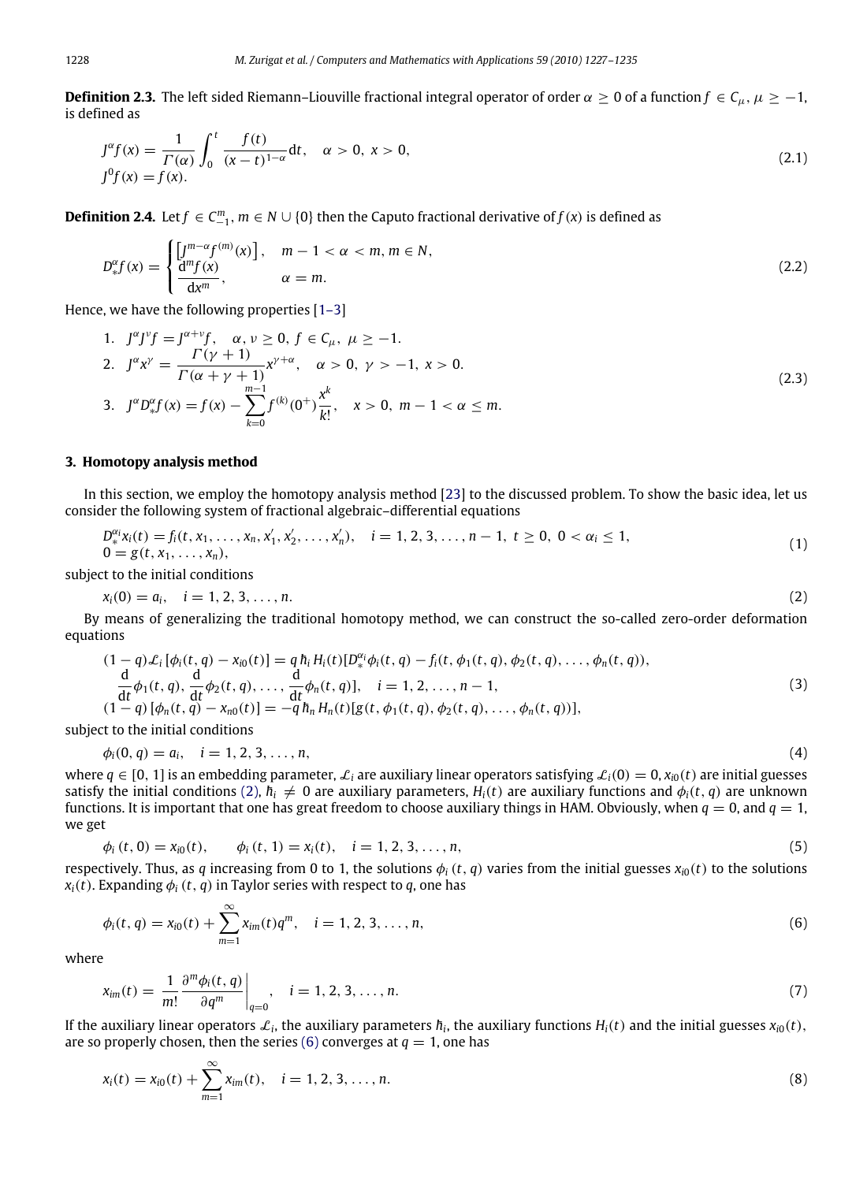**Definition 2.3.** The left sided Riemann–Liouville fractional integral operator of order $\alpha \geq 0$ of a function $f \in C_\mu$, $\mu \geq -1$, is defined as

$$
\begin{aligned}
&J^\alpha f(x) = \frac{1}{\Gamma(\alpha)} \int_0^t \frac{f(t)}{(x-t)^{1-\alpha}} \mathrm{d}t, \quad \alpha > 0,\ x > 0, \\
&J^0 f(x) = f(x).
\end{aligned}
\tag{2.1}
$$

**Definition 2.4.** Let $f \in C_{-1}^m$, $m \in N \cup \{0\}$ then the Caputo fractional derivative of $f(x)$ is defined as

$$
D_*^\alpha f(x) = \begin{cases} \left[J^{m-\alpha} f^{(m)}(x)\right], & m-1 < \alpha < m, m \in N, \\ \dfrac{\mathrm{d}^m f(x)}{\mathrm{d}x^m}, & \alpha = m. \end{cases}
\tag{2.2}
$$

Hence, we have the following properties [1–3]

$$
\begin{aligned}
&1.\quad J^\alpha J^\nu f = J^{\alpha+\nu} f, \quad \alpha, \nu \geq 0,\ f \in C_\mu,\ \mu \geq -1. \\
&2.\quad J^\alpha x^\gamma = \frac{\Gamma(\gamma+1)}{\Gamma(\alpha+\gamma+1)} x^{\gamma+\alpha}, \quad \alpha > 0,\ \gamma > -1,\ x > 0. \\
&3.\quad J^\alpha D_*^\alpha f(x) = f(x) - \sum_{k=0}^{m-1} f^{(k)}(0^+) \frac{x^k}{k!}, \quad x > 0,\ m-1 < \alpha \leq m.
\end{aligned}
\tag{2.3}
$$

## 3. Homotopy analysis method

In this section, we employ the homotopy analysis method [23] to the discussed problem. To show the basic idea, let us consider the following system of fractional algebraic–differential equations

$$
\begin{aligned}
&D_*^{\alpha_i} x_i(t) = f_i(t, x_1, \ldots, x_n, x_1', x_2', \ldots, x_n'), \quad i = 1, 2, 3, \ldots, n-1,\ t \geq 0,\ 0 < \alpha_i \leq 1, \\
&0 = g(t, x_1, \ldots, x_n),
\end{aligned}
\tag{1}
$$

subject to the initial conditions

$$
x_i(0) = a_i, \quad i = 1, 2, 3, \ldots, n. \tag{2}
$$

By means of generalizing the traditional homotopy method, we can construct the so-called zero-order deformation equations

$$
\begin{aligned}
&(1-q)\mathcal{L}_i\left[\phi_i(t,q) - x_{i0}(t)\right] = q\, \hbar_i\, H_i(t)[D_*^{\alpha_i} \phi_i(t,q) - f_i(t, \phi_1(t,q), \phi_2(t,q), \ldots, \phi_n(t,q)), \\
&\quad \frac{\mathrm{d}}{\mathrm{d}t}\phi_1(t,q), \frac{\mathrm{d}}{\mathrm{d}t}\phi_2(t,q), \ldots, \frac{\mathrm{d}}{\mathrm{d}t}\phi_n(t,q)], \quad i = 1, 2, \ldots, n-1, \\
&(1-q)\left[\phi_n(t,q) - x_{n0}(t)\right] = -q\, \hbar_n\, H_n(t)[g(t, \phi_1(t,q), \phi_2(t,q), \ldots, \phi_n(t,q))],
\end{aligned}
\tag{3}
$$

subject to the initial conditions

$$
\phi_i(0, q) = a_i, \quad i = 1, 2, 3, \ldots, n, \tag{4}
$$

where $q \in [0, 1]$ is an embedding parameter, $\mathcal{L}_i$ are auxiliary linear operators satisfying $\mathcal{L}_i(0) = 0$, $x_{i0}(t)$ are initial guesses satisfy the initial conditions (2), $\hbar_i \neq 0$ are auxiliary parameters, $H_i(t)$ are auxiliary functions and $\phi_i(t, q)$ are unknown functions. It is important that one has great freedom to choose auxiliary things in HAM. Obviously, when $q = 0$, and $q = 1$, we get

$$
\phi_i(t, 0) = x_{i0}(t), \qquad \phi_i(t, 1) = x_i(t), \quad i = 1, 2, 3, \ldots, n, \tag{5}
$$

respectively. Thus, as $q$ increasing from 0 to 1, the solutions $\phi_i(t, q)$ varies from the initial guesses $x_{i0}(t)$ to the solutions $x_i(t)$. Expanding $\phi_i(t, q)$ in Taylor series with respect to $q$, one has

$$
\phi_i(t, q) = x_{i0}(t) + \sum_{m=1}^{\infty} x_{im}(t) q^m, \quad i = 1, 2, 3, \ldots, n, \tag{6}
$$

where

$$
x_{im}(t) = \frac{1}{m!} \left.\frac{\partial^m \phi_i(t,q)}{\partial q^m}\right|_{q=0}, \quad i = 1, 2, 3, \ldots, n. \tag{7}
$$

If the auxiliary linear operators $\mathcal{L}_i$, the auxiliary parameters $\hbar_i$, the auxiliary functions $H_i(t)$ and the initial guesses $x_{i0}(t)$, are so properly chosen, then the series (6) converges at $q = 1$, one has

$$
x_i(t) = x_{i0}(t) + \sum_{m=1}^{\infty} x_{im}(t), \quad i = 1, 2, 3, \ldots, n. \tag{8}
$$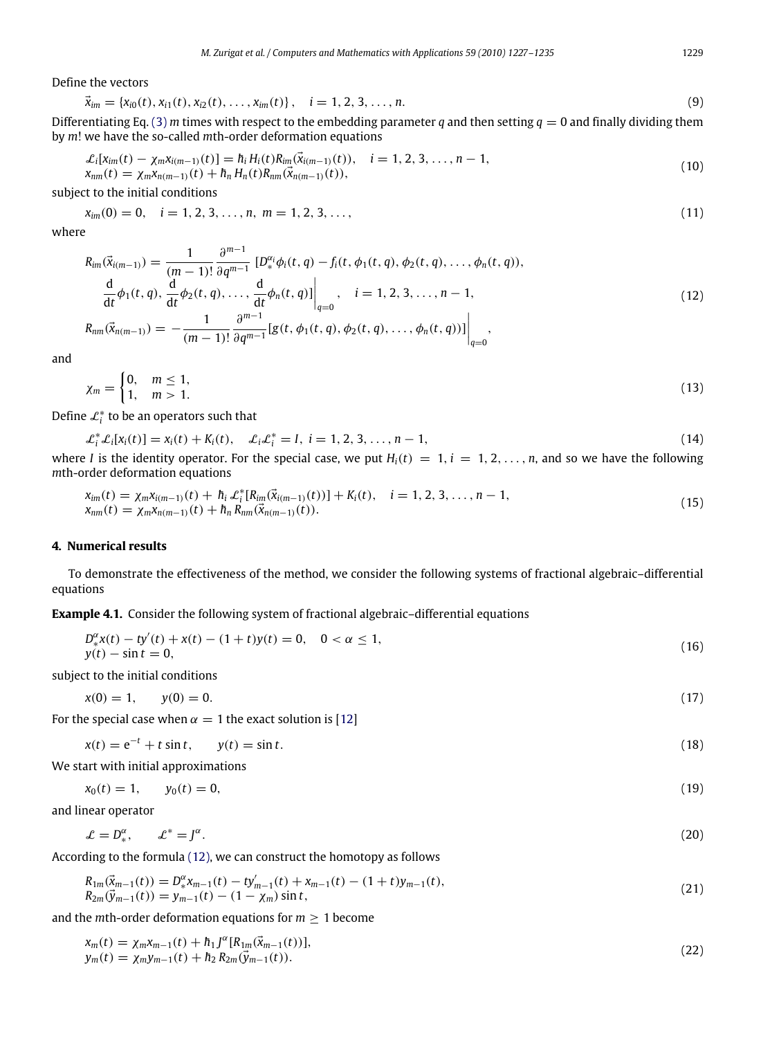Define the vectors

$$\vec{x}_{im} = \{x_{i0}(t), x_{i1}(t), x_{i2}(t), \dots, x_{im}(t)\}, \quad i = 1, 2, 3, \dots, n. \tag{9}$$

Differentiating Eq. (3) $m$ times with respect to the embedding parameter $q$ and then setting $q = 0$ and finally dividing them by $m!$ we have the so-called $m$th-order deformation equations

$$\begin{aligned} &\mathcal{L}_i[x_{im}(t) - \chi_m x_{i(m-1)}(t)] = \hbar_i H_i(t) R_{im}(\vec{x}_{i(m-1)}(t)), \quad i = 1, 2, 3, \dots, n-1, \\ &x_{nm}(t) = \chi_m x_{n(m-1)}(t) + \hbar_n H_n(t) R_{nm}(\vec{x}_{n(m-1)}(t)), \end{aligned} \tag{10}$$

subject to the initial conditions

$$x_{im}(0) = 0, \quad i = 1, 2, 3, \dots, n, \ m = 1, 2, 3, \dots, \tag{11}$$

where

$$\begin{aligned} R_{im}(\vec{x}_{i(m-1)}) &= \frac{1}{(m-1)!} \frac{\partial^{m-1}}{\partial q^{m-1}} \Big[D_*^{\alpha_i}\phi_i(t,q) - f_i(t, \phi_1(t,q), \phi_2(t,q), \dots, \phi_n(t,q)), \\ &\quad \frac{\mathrm{d}}{\mathrm{d}t}\phi_1(t,q), \frac{\mathrm{d}}{\mathrm{d}t}\phi_2(t,q), \dots, \frac{\mathrm{d}}{\mathrm{d}t}\phi_n(t,q)\Big]\Big|_{q=0}, \quad i = 1, 2, 3, \dots, n-1, \\ R_{nm}(\vec{x}_{n(m-1)}) &= -\frac{1}{(m-1)!} \frac{\partial^{m-1}}{\partial q^{m-1}} [g(t, \phi_1(t,q), \phi_2(t,q), \dots, \phi_n(t,q))]\Big|_{q=0}, \end{aligned} \tag{12}$$

and

$$\chi_m = \begin{cases} 0, & m \le 1, \\ 1, & m > 1. \end{cases} \tag{13}$$

Define $\mathcal{L}_i^*$ to be an operators such that

$$\mathcal{L}_i^* \mathcal{L}_i[x_i(t)] = x_i(t) + K_i(t), \quad \mathcal{L}_i \mathcal{L}_i^* = I, \ i = 1, 2, 3, \dots, n-1, \tag{14}$$

where $I$ is the identity operator. For the special case, we put $H_i(t) = 1, i = 1, 2, \dots, n$, and so we have the following $m$th-order deformation equations

$$\begin{aligned} &x_{im}(t) = \chi_m x_{i(m-1)}(t) + \hbar_i \mathcal{L}_i^*[R_{im}(\vec{x}_{i(m-1)}(t))] + K_i(t), \quad i = 1, 2, 3, \dots, n-1, \\ &x_{nm}(t) = \chi_m x_{n(m-1)}(t) + \hbar_n R_{nm}(\vec{x}_{n(m-1)}(t)). \end{aligned} \tag{15}$$

## 4. Numerical results

To demonstrate the effectiveness of the method, we consider the following systems of fractional algebraic–differential equations

**Example 4.1.** Consider the following system of fractional algebraic–differential equations

$$\begin{aligned} &D_*^{\alpha} x(t) - t y'(t) + x(t) - (1+t) y(t) = 0, \quad 0 < \alpha \le 1, \\ &y(t) - \sin t = 0, \end{aligned} \tag{16}$$

subject to the initial conditions

$$x(0) = 1, \qquad y(0) = 0. \tag{17}$$

For the special case when $\alpha = 1$ the exact solution is [12]

$$x(t) = \mathrm{e}^{-t} + t \sin t, \qquad y(t) = \sin t. \tag{18}$$

We start with initial approximations

$$x_0(t) = 1, \qquad y_0(t) = 0, \tag{19}$$

and linear operator

$$\mathcal{L} = D_*^{\alpha}, \qquad \mathcal{L}^* = J^{\alpha}. \tag{20}$$

According to the formula (12), we can construct the homotopy as follows

$$\begin{aligned} &R_{1m}(\vec{x}_{m-1}(t)) = D_*^{\alpha} x_{m-1}(t) - t y'_{m-1}(t) + x_{m-1}(t) - (1+t) y_{m-1}(t), \\ &R_{2m}(\vec{y}_{m-1}(t)) = y_{m-1}(t) - (1 - \chi_m) \sin t, \end{aligned} \tag{21}$$

and the $m$th-order deformation equations for $m \ge 1$ become

$$\begin{aligned} &x_m(t) = \chi_m x_{m-1}(t) + \hbar_1 J^{\alpha}[R_{1m}(\vec{x}_{m-1}(t))], \\ &y_m(t) = \chi_m y_{m-1}(t) + \hbar_2 R_{2m}(\vec{y}_{m-1}(t)). \end{aligned} \tag{22}$$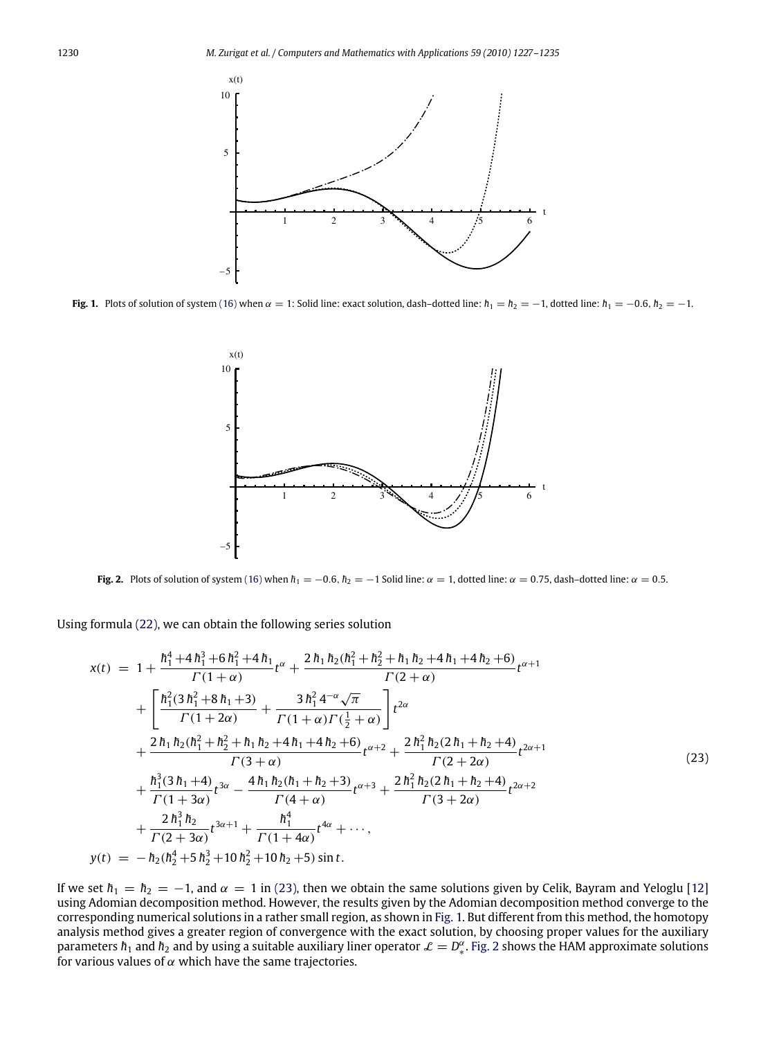Fig. 1. Plots of solution of system (16) when $\alpha = 1$: Solid line: exact solution, dash–dotted line: $\hbar_1 = \hbar_2 = -1$, dotted line: $\hbar_1 = -0.6$, $\hbar_2 = -1$.

Fig. 2. Plots of solution of system (16) when $\hbar_1 = -0.6$, $\hbar_2 = -1$ Solid line: $\alpha = 1$, dotted line: $\alpha = 0.75$, dash–dotted line: $\alpha = 0.5$.

Using formula (22), we can obtain the following series solution

$$
\begin{aligned}
x(t) \;=\; & 1 + \frac{\hbar_1^4 + 4\hbar_1^3 + 6\hbar_1^2 + 4\hbar_1}{\Gamma(1+\alpha)} t^{\alpha} + \frac{2\hbar_1\hbar_2(\hbar_1^2 + \hbar_2^2 + \hbar_1\hbar_2 + 4\hbar_1 + 4\hbar_2 + 6)}{\Gamma(2+\alpha)} t^{\alpha+1} \\
& + \left[ \frac{\hbar_1^2(3\hbar_1^2 + 8\hbar_1 + 3)}{\Gamma(1+2\alpha)} + \frac{3\hbar_1^2 4^{-\alpha}\sqrt{\pi}}{\Gamma(1+\alpha)\Gamma(\frac{1}{2}+\alpha)} \right] t^{2\alpha} \\
& + \frac{2\hbar_1\hbar_2(\hbar_1^2 + \hbar_2^2 + \hbar_1\hbar_2 + 4\hbar_1 + 4\hbar_2 + 6)}{\Gamma(3+\alpha)} t^{\alpha+2} + \frac{2\hbar_1^2\hbar_2(2\hbar_1 + \hbar_2 + 4)}{\Gamma(2+2\alpha)} t^{2\alpha+1} \\
& + \frac{\hbar_1^3(3\hbar_1 + 4)}{\Gamma(1+3\alpha)} t^{3\alpha} - \frac{4\hbar_1\hbar_2(\hbar_1 + \hbar_2 + 3)}{\Gamma(4+\alpha)} t^{\alpha+3} + \frac{2\hbar_1^2\hbar_2(2\hbar_1 + \hbar_2 + 4)}{\Gamma(3+2\alpha)} t^{2\alpha+2} \\
& + \frac{2\hbar_1^3\hbar_2}{\Gamma(2+3\alpha)} t^{3\alpha+1} + \frac{\hbar_1^4}{\Gamma(1+4\alpha)} t^{4\alpha} + \cdots, \\
y(t) \;=\; & -\hbar_2(\hbar_2^4 + 5\hbar_2^3 + 10\hbar_2^2 + 10\hbar_2 + 5)\sin t.
\end{aligned}
\tag{23}
$$

If we set $\hbar_1 = \hbar_2 = -1$, and $\alpha = 1$ in (23), then we obtain the same solutions given by Celik, Bayram and Yeloglu [12] using Adomian decomposition method. However, the results given by the Adomian decomposition method converge to the corresponding numerical solutions in a rather small region, as shown in Fig. 1. But different from this method, the homotopy analysis method gives a greater region of convergence with the exact solution, by choosing proper values for the auxiliary parameters $\hbar_1$ and $\hbar_2$ and by using a suitable auxiliary liner operator $\mathcal{L} = D_*^{\alpha}$. Fig. 2 shows the HAM approximate solutions for various values of $\alpha$ which have the same trajectories.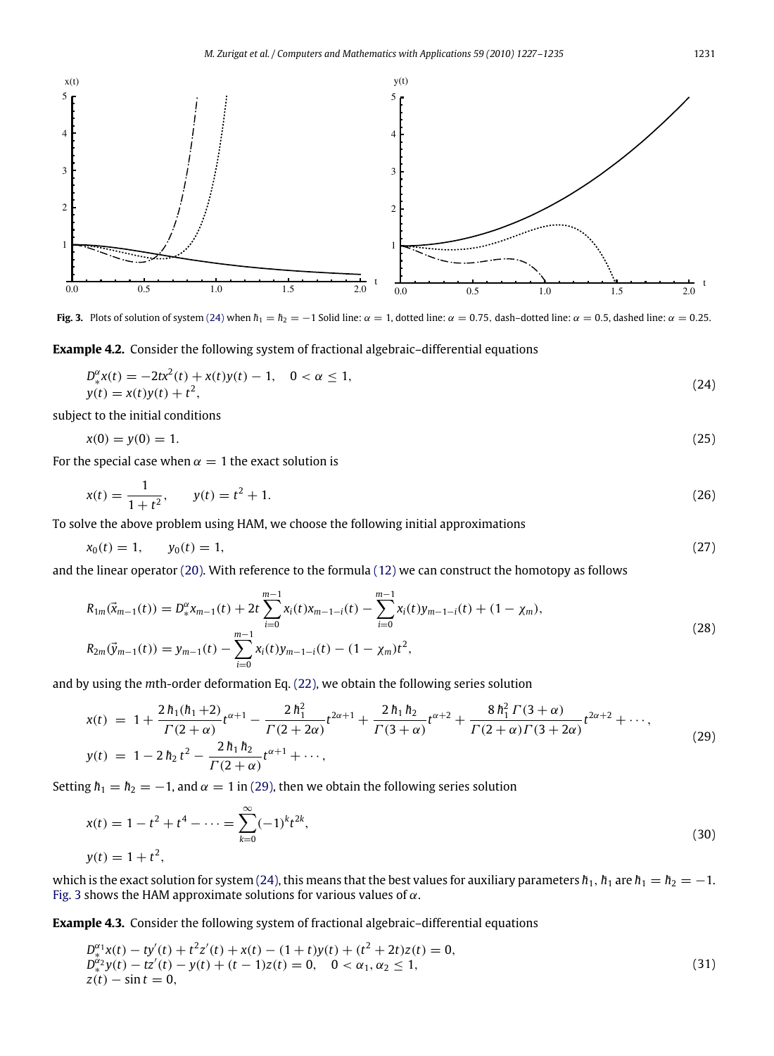Fig. 3. Plots of solution of system (24) when $\hbar_1 = \hbar_2 = -1$ Solid line: $\alpha = 1$, dotted line: $\alpha = 0.75$, dash–dotted line: $\alpha = 0.5$, dashed line: $\alpha = 0.25$.

**Example 4.2.** Consider the following system of fractional algebraic–differential equations

$$
\begin{aligned}
&D_*^{\alpha} x(t) = -2tx^2(t) + x(t)y(t) - 1, \quad 0 < \alpha \le 1, \\
&y(t) = x(t)y(t) + t^2,
\end{aligned}
\tag{24}
$$

subject to the initial conditions

$$
x(0) = y(0) = 1. \tag{25}
$$

For the special case when $\alpha = 1$ the exact solution is

$$
x(t) = \frac{1}{1+t^2}, \qquad y(t) = t^2 + 1. \tag{26}
$$

To solve the above problem using HAM, we choose the following initial approximations

$$
x_0(t) = 1, \qquad y_0(t) = 1, \tag{27}
$$

and the linear operator (20). With reference to the formula (12) we can construct the homotopy as follows

$$
\begin{aligned}
&R_{1m}(\vec{x}_{m-1}(t)) = D_*^{\alpha} x_{m-1}(t) + 2t \sum_{i=0}^{m-1} x_i(t) x_{m-1-i}(t) - \sum_{i=0}^{m-1} x_i(t) y_{m-1-i}(t) + (1 - \chi_m), \\
&R_{2m}(\vec{y}_{m-1}(t)) = y_{m-1}(t) - \sum_{i=0}^{m-1} x_i(t) y_{m-1-i}(t) - (1 - \chi_m) t^2,
\end{aligned}
\tag{28}
$$

and by using the $m$th-order deformation Eq. (22), we obtain the following series solution

$$
\begin{aligned}
x(t) &= 1 + \frac{2\,\hbar_1(\hbar_1 + 2)}{\Gamma(2+\alpha)} t^{\alpha+1} - \frac{2\,\hbar_1^2}{\Gamma(2+2\alpha)} t^{2\alpha+1} + \frac{2\,\hbar_1\,\hbar_2}{\Gamma(3+\alpha)} t^{\alpha+2} + \frac{8\,\hbar_1^2\,\Gamma(3+\alpha)}{\Gamma(2+\alpha)\Gamma(3+2\alpha)} t^{2\alpha+2} + \cdots, \\
y(t) &= 1 - 2\,\hbar_2\, t^2 - \frac{2\,\hbar_1\,\hbar_2}{\Gamma(2+\alpha)} t^{\alpha+1} + \cdots,
\end{aligned}
\tag{29}
$$

Setting $\hbar_1 = \hbar_2 = -1$, and $\alpha = 1$ in (29), then we obtain the following series solution

$$
\begin{aligned}
&x(t) = 1 - t^2 + t^4 - \cdots = \sum_{k=0}^{\infty} (-1)^k t^{2k}, \\
&y(t) = 1 + t^2,
\end{aligned}
\tag{30}
$$

which is the exact solution for system (24), this means that the best values for auxiliary parameters $\hbar_1$, $\hbar_1$ are $\hbar_1 = \hbar_2 = -1$. Fig. 3 shows the HAM approximate solutions for various values of $\alpha$.

**Example 4.3.** Consider the following system of fractional algebraic–differential equations

$$
\begin{aligned}
&D_*^{\alpha_1} x(t) - ty'(t) + t^2 z'(t) + x(t) - (1+t)y(t) + (t^2 + 2t)z(t) = 0, \\
&D_*^{\alpha_2} y(t) - tz'(t) - y(t) + (t-1)z(t) = 0, \quad 0 < \alpha_1, \alpha_2 \le 1, \\
&z(t) - \sin t = 0,
\end{aligned}
\tag{31}
$$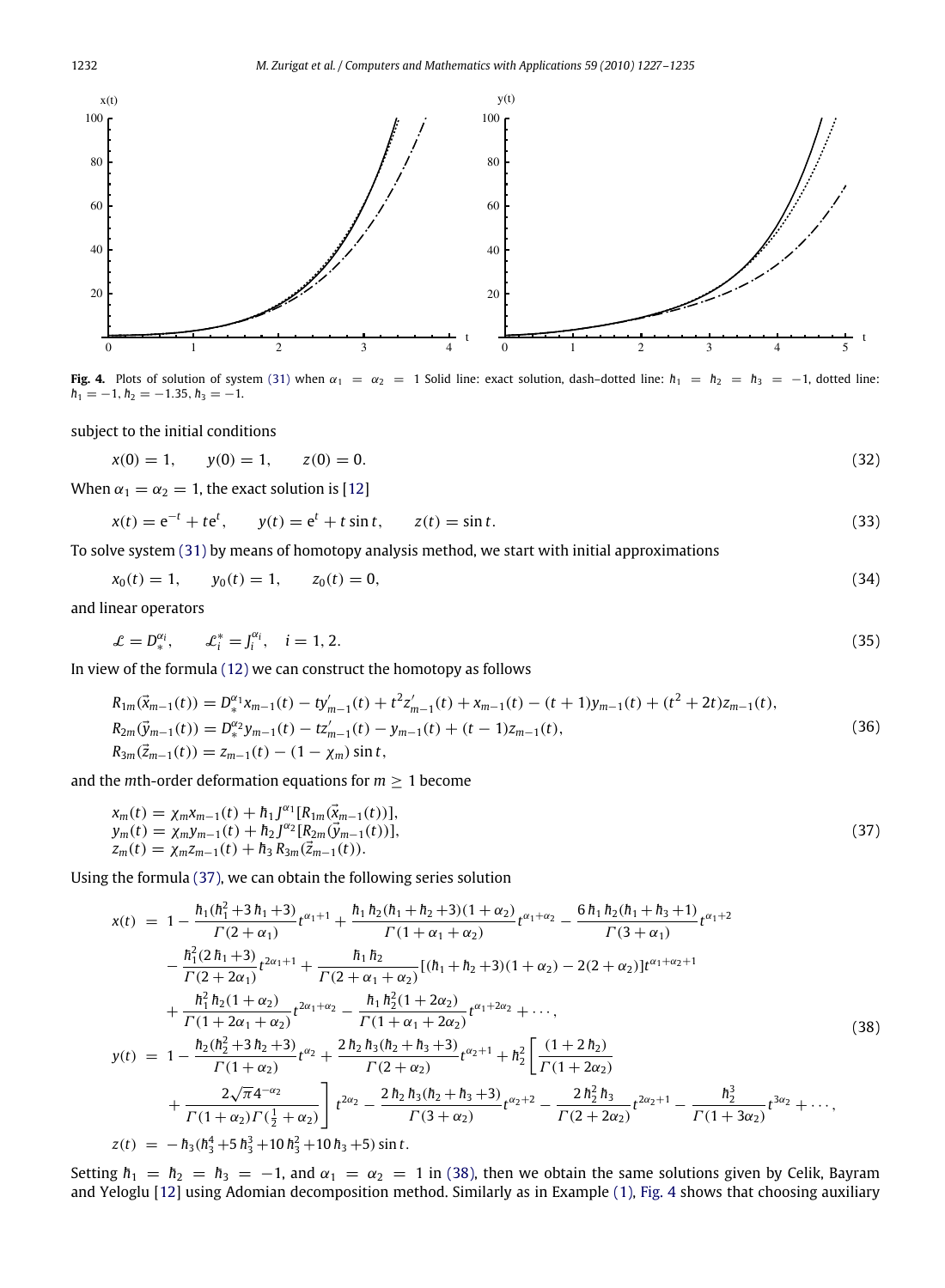Fig. 4. Plots of solution of system (31) when $\alpha_1 = \alpha_2 = 1$ Solid line: exact solution, dash–dotted line: $\hbar_1 = \hbar_2 = \hbar_3 = -1$, dotted line: $\hbar_1 = -1$, $\hbar_2 = -1.35$, $\hbar_3 = -1$.

subject to the initial conditions

$$x(0) = 1, \qquad y(0) = 1, \qquad z(0) = 0. \tag{32}$$

When $\alpha_1 = \alpha_2 = 1$, the exact solution is [12]

$$x(t) = e^{-t} + te^{t}, \qquad y(t) = e^{t} + t\sin t, \qquad z(t) = \sin t. \tag{33}$$

To solve system (31) by means of homotopy analysis method, we start with initial approximations

$$x_0(t) = 1, \qquad y_0(t) = 1, \qquad z_0(t) = 0, \tag{34}$$

and linear operators

$$\mathcal{L} = D_*^{\alpha_i}, \qquad \mathcal{L}_i^* = J_i^{\alpha_i}, \quad i = 1, 2. \tag{35}$$

In view of the formula (12) we can construct the homotopy as follows

$$\begin{aligned}
R_{1m}(\vec{x}_{m-1}(t)) &= D_*^{\alpha_1} x_{m-1}(t) - t y'_{m-1}(t) + t^2 z'_{m-1}(t) + x_{m-1}(t) - (t+1) y_{m-1}(t) + (t^2 + 2t) z_{m-1}(t),\\
R_{2m}(\vec{y}_{m-1}(t)) &= D_*^{\alpha_2} y_{m-1}(t) - t z'_{m-1}(t) - y_{m-1}(t) + (t-1) z_{m-1}(t),\\
R_{3m}(\vec{z}_{m-1}(t)) &= z_{m-1}(t) - (1 - \chi_m)\sin t,
\end{aligned} \tag{36}$$

and the $m$th-order deformation equations for $m \geq 1$ become

$$\begin{aligned}
x_m(t) &= \chi_m x_{m-1}(t) + \hbar_1 J^{\alpha_1}[R_{1m}(\vec{x}_{m-1}(t))],\\
y_m(t) &= \chi_m y_{m-1}(t) + \hbar_2 J^{\alpha_2}[R_{2m}(\vec{y}_{m-1}(t))],\\
z_m(t) &= \chi_m z_{m-1}(t) + \hbar_3 R_{3m}(\vec{z}_{m-1}(t)).
\end{aligned} \tag{37}$$

Using the formula (37), we can obtain the following series solution

$$\begin{aligned}
x(t) &= 1 - \frac{\hbar_1(\hbar_1^2 + 3\hbar_1 + 3)}{\Gamma(2+\alpha_1)} t^{\alpha_1+1} + \frac{\hbar_1\hbar_2(\hbar_1+\hbar_2+3)(1+\alpha_2)}{\Gamma(1+\alpha_1+\alpha_2)} t^{\alpha_1+\alpha_2} - \frac{6\hbar_1\hbar_2(\hbar_1+\hbar_3+1)}{\Gamma(3+\alpha_1)} t^{\alpha_1+2}\\
&\quad - \frac{\hbar_1^2(2\hbar_1+3)}{\Gamma(2+2\alpha_1)} t^{2\alpha_1+1} + \frac{\hbar_1\hbar_2}{\Gamma(2+\alpha_1+\alpha_2)}[(\hbar_1+\hbar_2+3)(1+\alpha_2) - 2(2+\alpha_2)] t^{\alpha_1+\alpha_2+1}\\
&\quad + \frac{\hbar_1^2\hbar_2(1+\alpha_2)}{\Gamma(1+2\alpha_1+\alpha_2)} t^{2\alpha_1+\alpha_2} - \frac{\hbar_1\hbar_2^2(1+2\alpha_2)}{\Gamma(1+\alpha_1+2\alpha_2)} t^{\alpha_1+2\alpha_2} + \cdots,\\
y(t) &= 1 - \frac{\hbar_2(\hbar_2^2+3\hbar_2+3)}{\Gamma(1+\alpha_2)} t^{\alpha_2} + \frac{2\hbar_2\hbar_3(\hbar_2+\hbar_3+3)}{\Gamma(2+\alpha_2)} t^{\alpha_2+1} + \hbar_2^2\left[\frac{(1+2\hbar_2)}{\Gamma(1+2\alpha_2)}\right.\\
&\quad \left. + \frac{2\sqrt{\pi}\,4^{-\alpha_2}}{\Gamma(1+\alpha_2)\Gamma(\frac{1}{2}+\alpha_2)}\right] t^{2\alpha_2} - \frac{2\hbar_2\hbar_3(\hbar_2+\hbar_3+3)}{\Gamma(3+\alpha_2)} t^{\alpha_2+2} - \frac{2\hbar_2^2\hbar_3}{\Gamma(2+2\alpha_2)} t^{2\alpha_2+1} - \frac{\hbar_2^3}{\Gamma(1+3\alpha_2)} t^{3\alpha_2} + \cdots,\\
z(t) &= -\hbar_3(\hbar_3^4 + 5\hbar_3^3 + 10\hbar_3^2 + 10\hbar_3 + 5)\sin t.
\end{aligned} \tag{38}$$

Setting $\hbar_1 = \hbar_2 = \hbar_3 = -1$, and $\alpha_1 = \alpha_2 = 1$ in (38), then we obtain the same solutions given by Celik, Bayram and Yeloglu [12] using Adomian decomposition method. Similarly as in Example (1), Fig. 4 shows that choosing auxiliary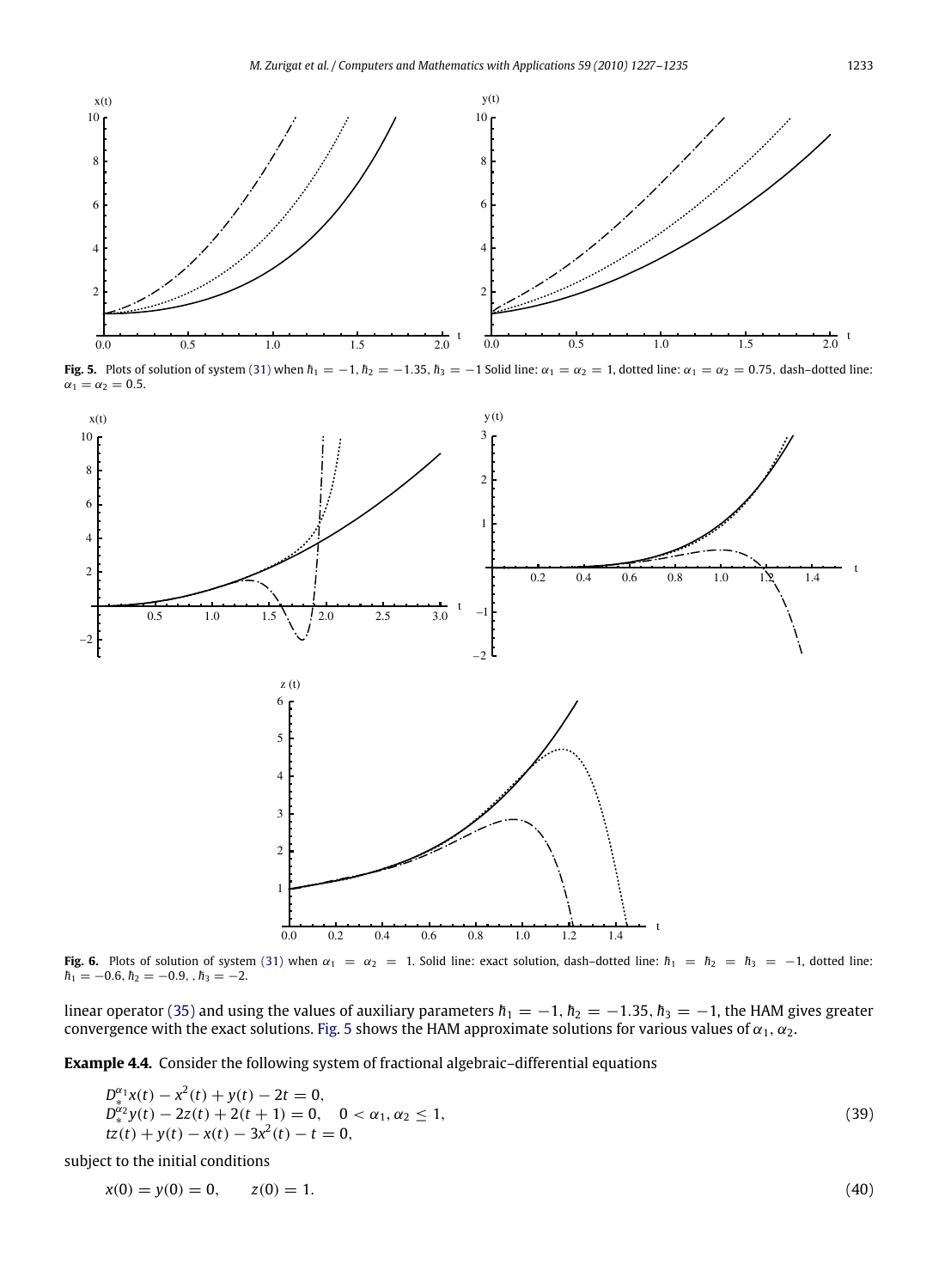**Fig. 5.** Plots of solution of system (31) when $\hbar_1 = -1, \hbar_2 = -1.35, \hbar_3 = -1$ Solid line: $\alpha_1 = \alpha_2 = 1$, dotted line: $\alpha_1 = \alpha_2 = 0.75$, dash–dotted line: $\alpha_1 = \alpha_2 = 0.5$.

**Fig. 6.** Plots of solution of system (31) when $\alpha_1 = \alpha_2 = 1$. Solid line: exact solution, dash–dotted line: $\hbar_1 = \hbar_2 = \hbar_3 = -1$, dotted line: $\hbar_1 = -0.6, \hbar_2 = -0.9, , \hbar_3 = -2$.

linear operator (35) and using the values of auxiliary parameters $\hbar_1 = -1, \hbar_2 = -1.35, \hbar_3 = -1$, the HAM gives greater convergence with the exact solutions. Fig. 5 shows the HAM approximate solutions for various values of $\alpha_1, \alpha_2$.

**Example 4.4.** Consider the following system of fractional algebraic–differential equations

$$\begin{aligned} &D_*^{\alpha_1} x(t) - x^2(t) + y(t) - 2t = 0, \\ &D_*^{\alpha_2} y(t) - 2z(t) + 2(t+1) = 0, \quad 0 < \alpha_1, \alpha_2 \le 1, \\ &tz(t) + y(t) - x(t) - 3x^2(t) - t = 0, \end{aligned} \tag{39}$$

subject to the initial conditions

$$x(0) = y(0) = 0, \qquad z(0) = 1. \tag{40}$$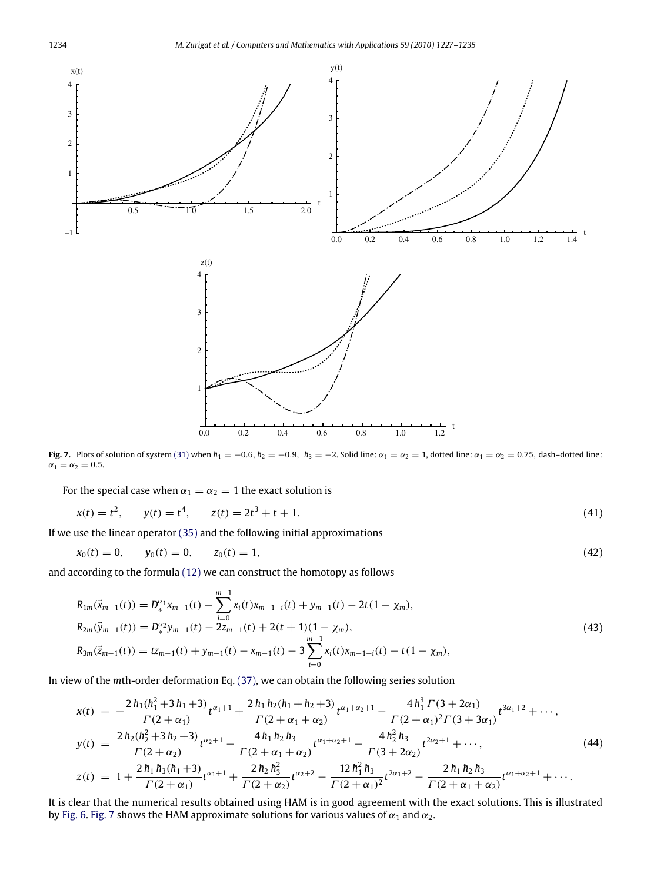**Fig. 7.** Plots of solution of system (31) when $\hbar_1 = -0.6$, $\hbar_2 = -0.9$, $\hbar_3 = -2$. Solid line: $\alpha_1 = \alpha_2 = 1$, dotted line: $\alpha_1 = \alpha_2 = 0.75$, dash–dotted line: $\alpha_1 = \alpha_2 = 0.5$.

For the special case when $\alpha_1 = \alpha_2 = 1$ the exact solution is

$$x(t) = t^2, \qquad y(t) = t^4, \qquad z(t) = 2t^3 + t + 1. \tag{41}$$

If we use the linear operator (35) and the following initial approximations

$$x_0(t) = 0, \qquad y_0(t) = 0, \qquad z_0(t) = 1, \tag{42}$$

and according to the formula (12) we can construct the homotopy as follows

$$\begin{aligned}
R_{1m}(\vec{x}_{m-1}(t)) &= D_*^{\alpha_1} x_{m-1}(t) - \sum_{i=0}^{m-1} x_i(t) x_{m-1-i}(t) + y_{m-1}(t) - 2t(1-\chi_m),\\
R_{2m}(\vec{y}_{m-1}(t)) &= D_*^{\alpha_2} y_{m-1}(t) - 2z_{m-1}(t) + 2(t+1)(1-\chi_m),\\
R_{3m}(\vec{z}_{m-1}(t)) &= t z_{m-1}(t) + y_{m-1}(t) - x_{m-1}(t) - 3\sum_{i=0}^{m-1} x_i(t) x_{m-1-i}(t) - t(1-\chi_m),
\end{aligned} \tag{43}$$

In view of the $m$th-order deformation Eq. (37), we can obtain the following series solution

$$\begin{aligned}
x(t) &= -\frac{2\hbar_1(\hbar_1^2+3\hbar_1+3)}{\Gamma(2+\alpha_1)} t^{\alpha_1+1} + \frac{2\hbar_1\hbar_2(\hbar_1+\hbar_2+3)}{\Gamma(2+\alpha_1+\alpha_2)} t^{\alpha_1+\alpha_2+1} - \frac{4\hbar_1^3\,\Gamma(3+2\alpha_1)}{\Gamma(2+\alpha_1)^2\Gamma(3+3\alpha_1)} t^{3\alpha_1+2} + \cdots,\\
y(t) &= \frac{2\hbar_2(\hbar_2^2+3\hbar_2+3)}{\Gamma(2+\alpha_2)} t^{\alpha_2+1} - \frac{4\hbar_1\hbar_2\hbar_3}{\Gamma(2+\alpha_1+\alpha_2)} t^{\alpha_1+\alpha_2+1} - \frac{4\hbar_2^2\hbar_3}{\Gamma(3+2\alpha_2)} t^{2\alpha_2+1} + \cdots,\\
z(t) &= 1 + \frac{2\hbar_1\hbar_3(\hbar_1+3)}{\Gamma(2+\alpha_1)} t^{\alpha_1+1} + \frac{2\hbar_2\hbar_3^2}{\Gamma(2+\alpha_2)} t^{\alpha_2+2} - \frac{12\hbar_1^2\hbar_3}{\Gamma(2+\alpha_1)^2} t^{2\alpha_1+2} - \frac{2\hbar_1\hbar_2\hbar_3}{\Gamma(2+\alpha_1+\alpha_2)} t^{\alpha_1+\alpha_2+1} + \cdots.
\end{aligned} \tag{44}$$

It is clear that the numerical results obtained using HAM is in good agreement with the exact solutions. This is illustrated by Fig. 6. Fig. 7 shows the HAM approximate solutions for various values of $\alpha_1$ and $\alpha_2$.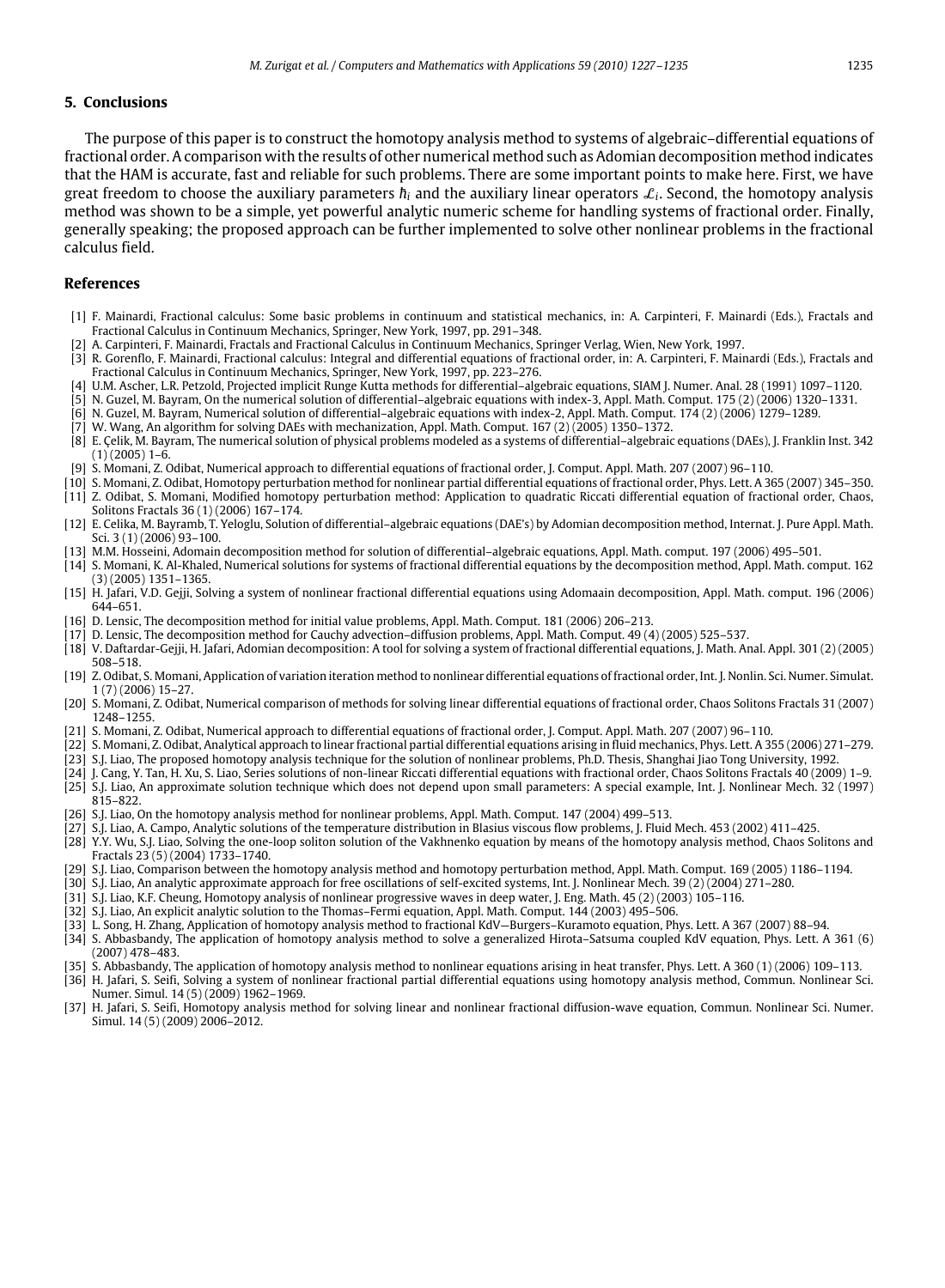## 5. Conclusions

The purpose of this paper is to construct the homotopy analysis method to systems of algebraic–differential equations of fractional order. A comparison with the results of other numerical method such as Adomian decomposition method indicates that the HAM is accurate, fast and reliable for such problems. There are some important points to make here. First, we have great freedom to choose the auxiliary parameters $\hbar_i$ and the auxiliary linear operators $\mathcal{L}_i$. Second, the homotopy analysis method was shown to be a simple, yet powerful analytic numeric scheme for handling systems of fractional order. Finally, generally speaking; the proposed approach can be further implemented to solve other nonlinear problems in the fractional calculus field.

## References

[1] F. Mainardi, Fractional calculus: Some basic problems in continuum and statistical mechanics, in: A. Carpinteri, F. Mainardi (Eds.), Fractals and Fractional Calculus in Continuum Mechanics, Springer, New York, 1997, pp. 291–348.
[2] A. Carpinteri, F. Mainardi, Fractals and Fractional Calculus in Continuum Mechanics, Springer Verlag, Wien, New York, 1997.
[3] R. Gorenflo, F. Mainardi, Fractional calculus: Integral and differential equations of fractional order, in: A. Carpinteri, F. Mainardi (Eds.), Fractals and Fractional Calculus in Continuum Mechanics, Springer, New York, 1997, pp. 223–276.
[4] U.M. Ascher, L.R. Petzold, Projected implicit Runge Kutta methods for differential–algebraic equations, SIAM J. Numer. Anal. 28 (1991) 1097–1120.
[5] N. Guzel, M. Bayram, On the numerical solution of differential–algebraic equations with index-3, Appl. Math. Comput. 175 (2) (2006) 1320–1331.
[6] N. Guzel, M. Bayram, Numerical solution of differential–algebraic equations with index-2, Appl. Math. Comput. 174 (2) (2006) 1279–1289.
[7] W. Wang, An algorithm for solving DAEs with mechanization, Appl. Math. Comput. 167 (2) (2005) 1350–1372.
[8] E. Çelik, M. Bayram, The numerical solution of physical problems modeled as a systems of differential–algebraic equations (DAEs), J. Franklin Inst. 342 (1) (2005) 1–6.
[9] S. Momani, Z. Odibat, Numerical approach to differential equations of fractional order, J. Comput. Appl. Math. 207 (2007) 96–110.
[10] S. Momani, Z. Odibat, Homotopy perturbation method for nonlinear partial differential equations of fractional order, Phys. Lett. A 365 (2007) 345–350.
[11] Z. Odibat, S. Momani, Modified homotopy perturbation method: Application to quadratic Riccati differential equation of fractional order, Chaos, Solitons Fractals 36 (1) (2006) 167–174.
[12] E. Celika, M. Bayramb, T. Yeloglu, Solution of differential–algebraic equations (DAE's) by Adomian decomposition method, Internat. J. Pure Appl. Math. Sci. 3 (1) (2006) 93–100.
[13] M.M. Hosseini, Adomain decomposition method for solution of differential–algebraic equations, Appl. Math. comput. 197 (2006) 495–501.
[14] S. Momani, K. Al-Khaled, Numerical solutions for systems of fractional differential equations by the decomposition method, Appl. Math. comput. 162 (3) (2005) 1351–1365.
[15] H. Jafari, V.D. Gejji, Solving a system of nonlinear fractional differential equations using Adomaain decomposition, Appl. Math. comput. 196 (2006) 644–651.
[16] D. Lensic, The decomposition method for initial value problems, Appl. Math. Comput. 181 (2006) 206–213.
[17] D. Lensic, The decomposition method for Cauchy advection–diffusion problems, Appl. Math. Comput. 49 (4) (2005) 525–537.
[18] V. Daftardar-Gejji, H. Jafari, Adomian decomposition: A tool for solving a system of fractional differential equations, J. Math. Anal. Appl. 301 (2) (2005) 508–518.
[19] Z. Odibat, S. Momani, Application of variation iteration method to nonlinear differential equations of fractional order, Int. J. Nonlin. Sci. Numer. Simulat. 1 (7) (2006) 15–27.
[20] S. Momani, Z. Odibat, Numerical comparison of methods for solving linear differential equations of fractional order, Chaos Solitons Fractals 31 (2007) 1248–1255.
[21] S. Momani, Z. Odibat, Numerical approach to differential equations of fractional order, J. Comput. Appl. Math. 207 (2007) 96–110.
[22] S. Momani, Z. Odibat, Analytical approach to linear fractional partial differential equations arising in fluid mechanics, Phys. Lett. A 355 (2006) 271–279.
[23] S.J. Liao, The proposed homotopy analysis technique for the solution of nonlinear problems, Ph.D. Thesis, Shanghai Jiao Tong University, 1992.
[24] J. Cang, Y. Tan, H. Xu, S. Liao, Series solutions of non-linear Riccati differential equations with fractional order, Chaos Solitons Fractals 40 (2009) 1–9.
[25] S.J. Liao, An approximate solution technique which does not depend upon small parameters: A special example, Int. J. Nonlinear Mech. 32 (1997) 815–822.
[26] S.J. Liao, On the homotopy analysis method for nonlinear problems, Appl. Math. Comput. 147 (2004) 499–513.
[27] S.J. Liao, A. Campo, Analytic solutions of the temperature distribution in Blasius viscous flow problems, J. Fluid Mech. 453 (2002) 411–425.
[28] Y.Y. Wu, S.J. Liao, Solving the one-loop soliton solution of the Vakhnenko equation by means of the homotopy analysis method, Chaos Solitons and Fractals 23 (5) (2004) 1733–1740.
[29] S.J. Liao, Comparison between the homotopy analysis method and homotopy perturbation method, Appl. Math. Comput. 169 (2005) 1186–1194.
[30] S.J. Liao, An analytic approximate approach for free oscillations of self-excited systems, Int. J. Nonlinear Mech. 39 (2) (2004) 271–280.
[31] S.J. Liao, K.F. Cheung, Homotopy analysis of nonlinear progressive waves in deep water, J. Eng. Math. 45 (2) (2003) 105–116.
[32] S.J. Liao, An explicit analytic solution to the Thomas–Fermi equation, Appl. Math. Comput. 144 (2003) 495–506.
[33] L. Song, H. Zhang, Application of homotopy analysis method to fractional KdV—Burgers–Kuramoto equation, Phys. Lett. A 367 (2007) 88–94.
[34] S. Abbasbandy, The application of homotopy analysis method to solve a generalized Hirota–Satsuma coupled KdV equation, Phys. Lett. A 361 (6) (2007) 478–483.
[35] S. Abbasbandy, The application of homotopy analysis method to nonlinear equations arising in heat transfer, Phys. Lett. A 360 (1) (2006) 109–113.
[36] H. Jafari, S. Seifi, Solving a system of nonlinear fractional partial differential equations using homotopy analysis method, Commun. Nonlinear Sci. Numer. Simul. 14 (5) (2009) 1962–1969.
[37] H. Jafari, S. Seifi, Homotopy analysis method for solving linear and nonlinear fractional diffusion-wave equation, Commun. Nonlinear Sci. Numer. Simul. 14 (5) (2009) 2006–2012.